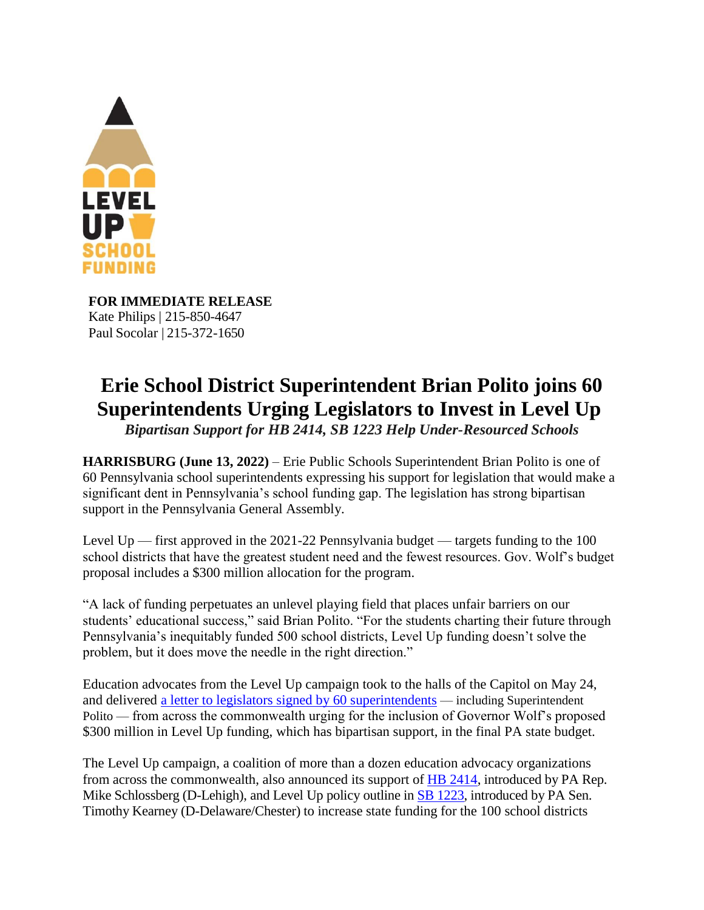**FOR IMMEDIATE RELEASE**
Kate Philips | 215-850-4647
Paul Socolar | 215-372-1650

# Erie School District Superintendent Brian Polito joins 60 Superintendents Urging Legislators to Invest in Level Up

***Bipartisan Support for HB 2414, SB 1223 Help Under-Resourced Schools***

**HARRISBURG (June 13, 2022)** – Erie Public Schools Superintendent Brian Polito is one of 60 Pennsylvania school superintendents expressing his support for legislation that would make a significant dent in Pennsylvania's school funding gap. The legislation has strong bipartisan support in the Pennsylvania General Assembly.

Level Up — first approved in the 2021-22 Pennsylvania budget — targets funding to the 100 school districts that have the greatest student need and the fewest resources. Gov. Wolf's budget proposal includes a $300 million allocation for the program.

"A lack of funding perpetuates an unlevel playing field that places unfair barriers on our students' educational success," said Brian Polito. "For the students charting their future through Pennsylvania's inequitably funded 500 school districts, Level Up funding doesn't solve the problem, but it does move the needle in the right direction."

Education advocates from the Level Up campaign took to the halls of the Capitol on May 24, and delivered a letter to legislators signed by 60 superintendents — including Superintendent Polito — from across the commonwealth urging for the inclusion of Governor Wolf's proposed $300 million in Level Up funding, which has bipartisan support, in the final PA state budget.

The Level Up campaign, a coalition of more than a dozen education advocacy organizations from across the commonwealth, also announced its support of HB 2414, introduced by PA Rep. Mike Schlossberg (D-Lehigh), and Level Up policy outline in SB 1223, introduced by PA Sen. Timothy Kearney (D-Delaware/Chester) to increase state funding for the 100 school districts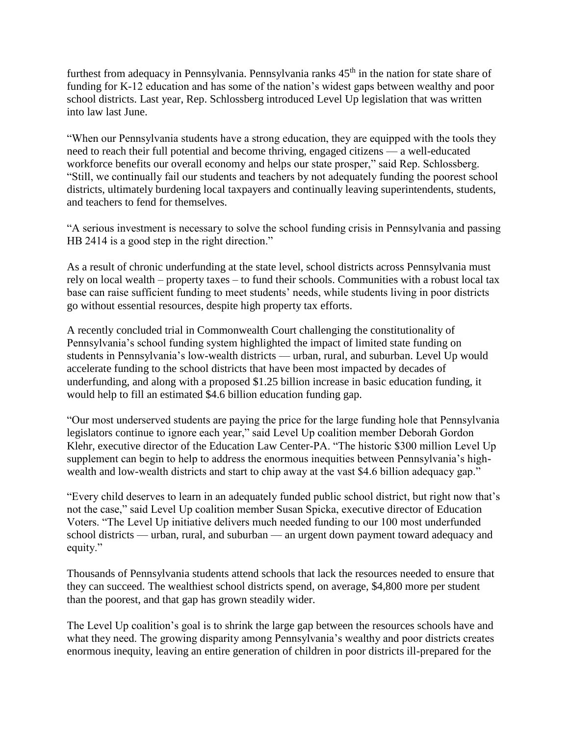furthest from adequacy in Pennsylvania. Pennsylvania ranks 45th in the nation for state share of funding for K-12 education and has some of the nation's widest gaps between wealthy and poor school districts. Last year, Rep. Schlossberg introduced Level Up legislation that was written into law last June.

"When our Pennsylvania students have a strong education, they are equipped with the tools they need to reach their full potential and become thriving, engaged citizens — a well-educated workforce benefits our overall economy and helps our state prosper," said Rep. Schlossberg. "Still, we continually fail our students and teachers by not adequately funding the poorest school districts, ultimately burdening local taxpayers and continually leaving superintendents, students, and teachers to fend for themselves.

"A serious investment is necessary to solve the school funding crisis in Pennsylvania and passing HB 2414 is a good step in the right direction."

As a result of chronic underfunding at the state level, school districts across Pennsylvania must rely on local wealth – property taxes – to fund their schools. Communities with a robust local tax base can raise sufficient funding to meet students' needs, while students living in poor districts go without essential resources, despite high property tax efforts.

A recently concluded trial in Commonwealth Court challenging the constitutionality of Pennsylvania's school funding system highlighted the impact of limited state funding on students in Pennsylvania's low-wealth districts — urban, rural, and suburban. Level Up would accelerate funding to the school districts that have been most impacted by decades of underfunding, and along with a proposed \$1.25 billion increase in basic education funding, it would help to fill an estimated \$4.6 billion education funding gap.

"Our most underserved students are paying the price for the large funding hole that Pennsylvania legislators continue to ignore each year," said Level Up coalition member Deborah Gordon Klehr, executive director of the Education Law Center-PA. "The historic \$300 million Level Up supplement can begin to help to address the enormous inequities between Pennsylvania's high-wealth and low-wealth districts and start to chip away at the vast \$4.6 billion adequacy gap."

"Every child deserves to learn in an adequately funded public school district, but right now that's not the case," said Level Up coalition member Susan Spicka, executive director of Education Voters. "The Level Up initiative delivers much needed funding to our 100 most underfunded school districts — urban, rural, and suburban — an urgent down payment toward adequacy and equity."

Thousands of Pennsylvania students attend schools that lack the resources needed to ensure that they can succeed. The wealthiest school districts spend, on average, \$4,800 more per student than the poorest, and that gap has grown steadily wider.

The Level Up coalition's goal is to shrink the large gap between the resources schools have and what they need. The growing disparity among Pennsylvania's wealthy and poor districts creates enormous inequity, leaving an entire generation of children in poor districts ill-prepared for the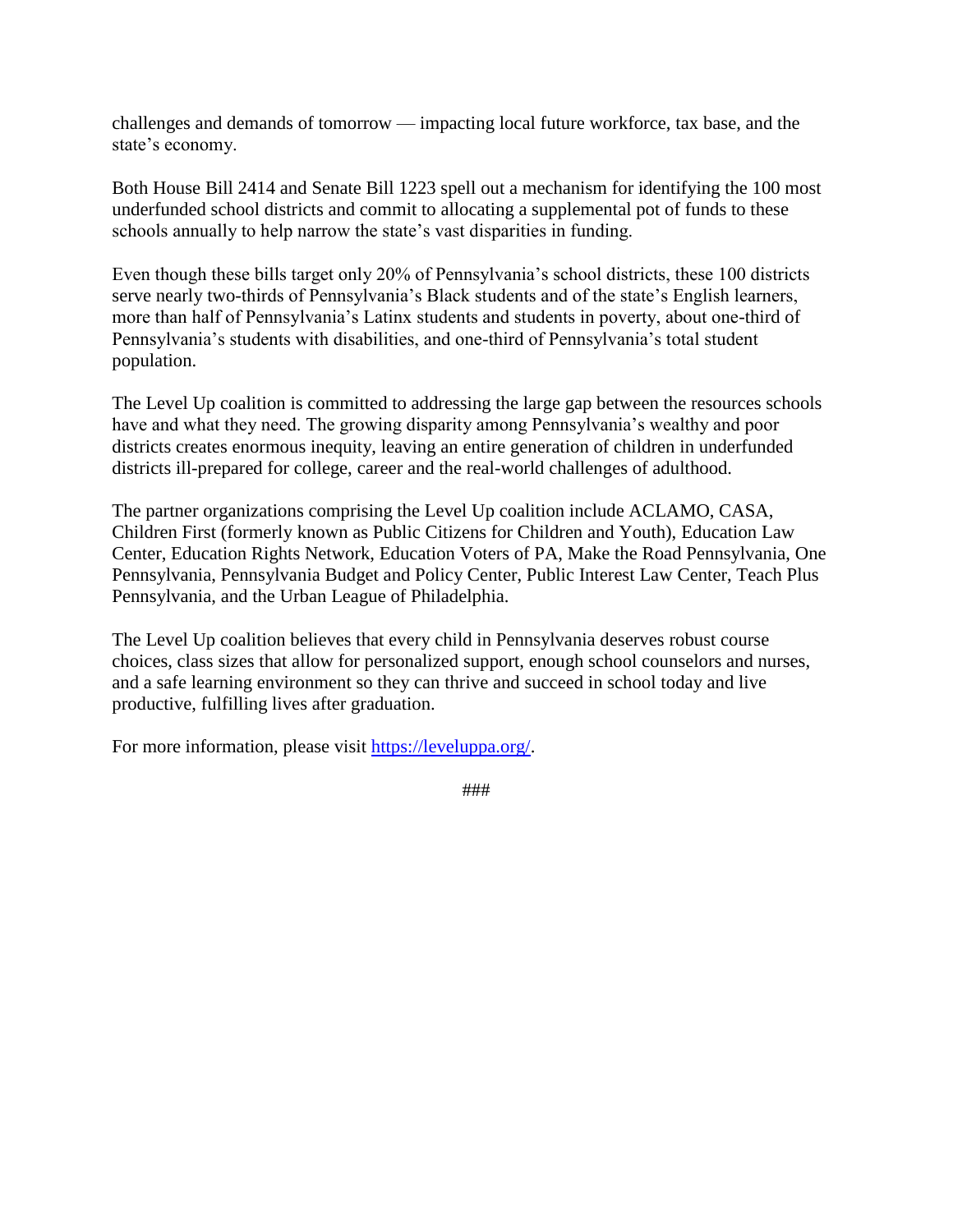challenges and demands of tomorrow — impacting local future workforce, tax base, and the state's economy.

Both House Bill 2414 and Senate Bill 1223 spell out a mechanism for identifying the 100 most underfunded school districts and commit to allocating a supplemental pot of funds to these schools annually to help narrow the state's vast disparities in funding.

Even though these bills target only 20% of Pennsylvania's school districts, these 100 districts serve nearly two-thirds of Pennsylvania's Black students and of the state's English learners, more than half of Pennsylvania's Latinx students and students in poverty, about one-third of Pennsylvania's students with disabilities, and one-third of Pennsylvania's total student population.

The Level Up coalition is committed to addressing the large gap between the resources schools have and what they need. The growing disparity among Pennsylvania's wealthy and poor districts creates enormous inequity, leaving an entire generation of children in underfunded districts ill-prepared for college, career and the real-world challenges of adulthood.

The partner organizations comprising the Level Up coalition include ACLAMO, CASA, Children First (formerly known as Public Citizens for Children and Youth), Education Law Center, Education Rights Network, Education Voters of PA, Make the Road Pennsylvania, One Pennsylvania, Pennsylvania Budget and Policy Center, Public Interest Law Center, Teach Plus Pennsylvania, and the Urban League of Philadelphia.

The Level Up coalition believes that every child in Pennsylvania deserves robust course choices, class sizes that allow for personalized support, enough school counselors and nurses, and a safe learning environment so they can thrive and succeed in school today and live productive, fulfilling lives after graduation.

For more information, please visit [https://leveluppa.org/](https://leveluppa.org/).

###